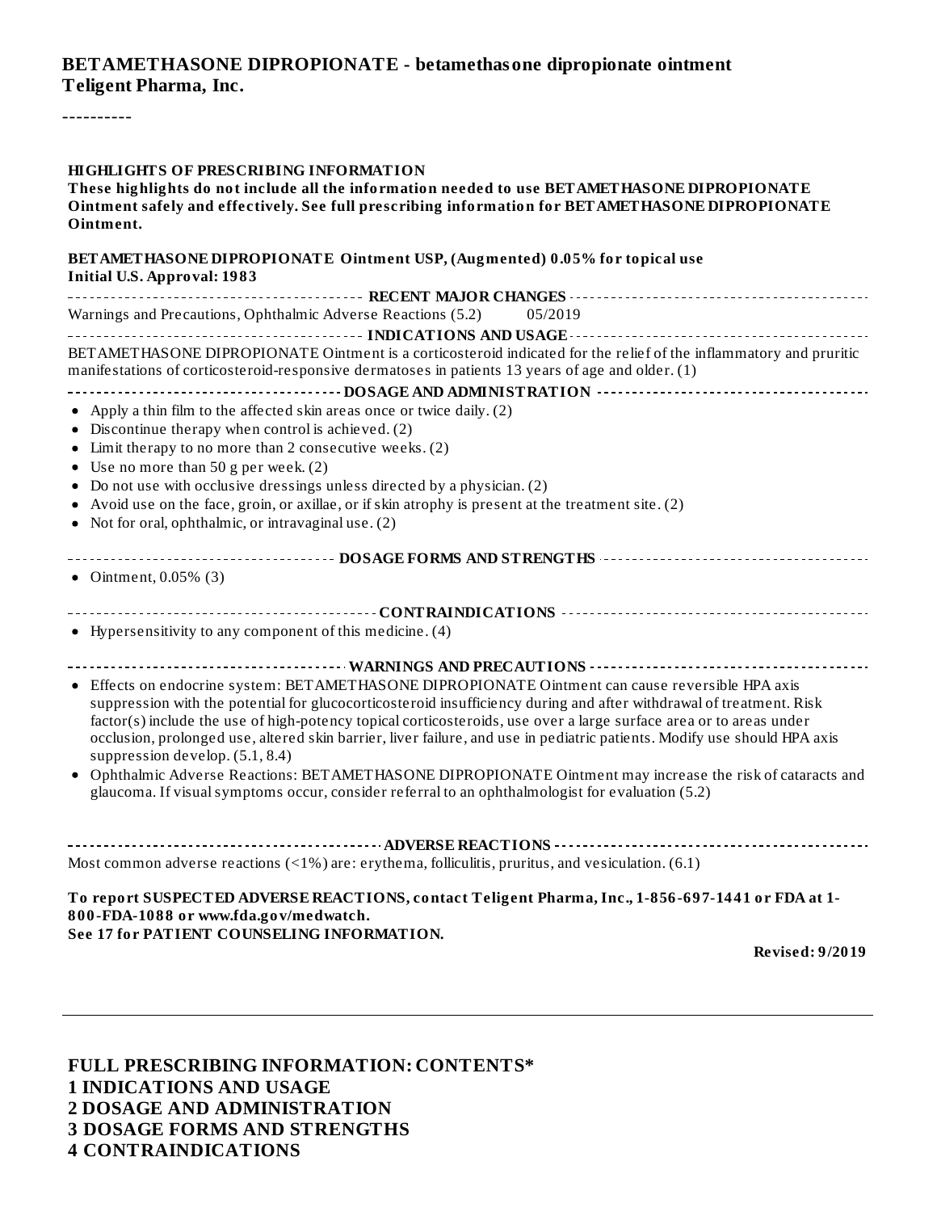**BETAMETHASONE DIPROPIONATE - betamethasone dipropionate ointment**
**Teligent Pharma, Inc.**

----------

**HIGHLIGHTS OF PRESCRIBING INFORMATION**
**These highlights do not include all the information needed to use BETAMETHASONE DIPROPIONATE Ointment safely and effectively. See full prescribing information for BETAMETHASONE DIPROPIONATE Ointment.**

**BETAMETHASONE DIPROPIONATE Ointment USP, (Augmented) 0.05% for topical use**
**Initial U.S. Approval: 1983**

**RECENT MAJOR CHANGES**

Warnings and Precautions, Ophthalmic Adverse Reactions (5.2) 05/2019

**INDICATIONS AND USAGE**

BETAMETHASONE DIPROPIONATE Ointment is a corticosteroid indicated for the relief of the inflammatory and pruritic manifestations of corticosteroid-responsive dermatoses in patients 13 years of age and older. (1)

**DOSAGE AND ADMINISTRATION**

- Apply a thin film to the affected skin areas once or twice daily. (2)
- Discontinue therapy when control is achieved. (2)
- Limit therapy to no more than 2 consecutive weeks. (2)
- Use no more than 50 g per week. (2)
- Do not use with occlusive dressings unless directed by a physician. (2)
- Avoid use on the face, groin, or axillae, or if skin atrophy is present at the treatment site. (2)
- Not for oral, ophthalmic, or intravaginal use. (2)

**DOSAGE FORMS AND STRENGTHS**

- Ointment, 0.05% (3)

**CONTRAINDICATIONS**

- Hypersensitivity to any component of this medicine. (4)

**WARNINGS AND PRECAUTIONS**

- Effects on endocrine system: BETAMETHASONE DIPROPIONATE Ointment can cause reversible HPA axis suppression with the potential for glucocorticosteroid insufficiency during and after withdrawal of treatment. Risk factor(s) include the use of high-potency topical corticosteroids, use over a large surface area or to areas under occlusion, prolonged use, altered skin barrier, liver failure, and use in pediatric patients. Modify use should HPA axis suppression develop. (5.1, 8.4)
- Ophthalmic Adverse Reactions: BETAMETHASONE DIPROPIONATE Ointment may increase the risk of cataracts and glaucoma. If visual symptoms occur, consider referral to an ophthalmologist for evaluation (5.2)

**ADVERSE REACTIONS**

Most common adverse reactions (<1%) are: erythema, folliculitis, pruritus, and vesiculation. (6.1)

**To report SUSPECTED ADVERSE REACTIONS, contact Teligent Pharma, Inc., 1-856-697-1441 or FDA at 1-800-FDA-1088 or www.fda.gov/medwatch.**
**See 17 for PATIENT COUNSELING INFORMATION.**

**Revised: 9/2019**

---

**FULL PRESCRIBING INFORMATION: CONTENTS***
**1 INDICATIONS AND USAGE**
**2 DOSAGE AND ADMINISTRATION**
**3 DOSAGE FORMS AND STRENGTHS**
**4 CONTRAINDICATIONS**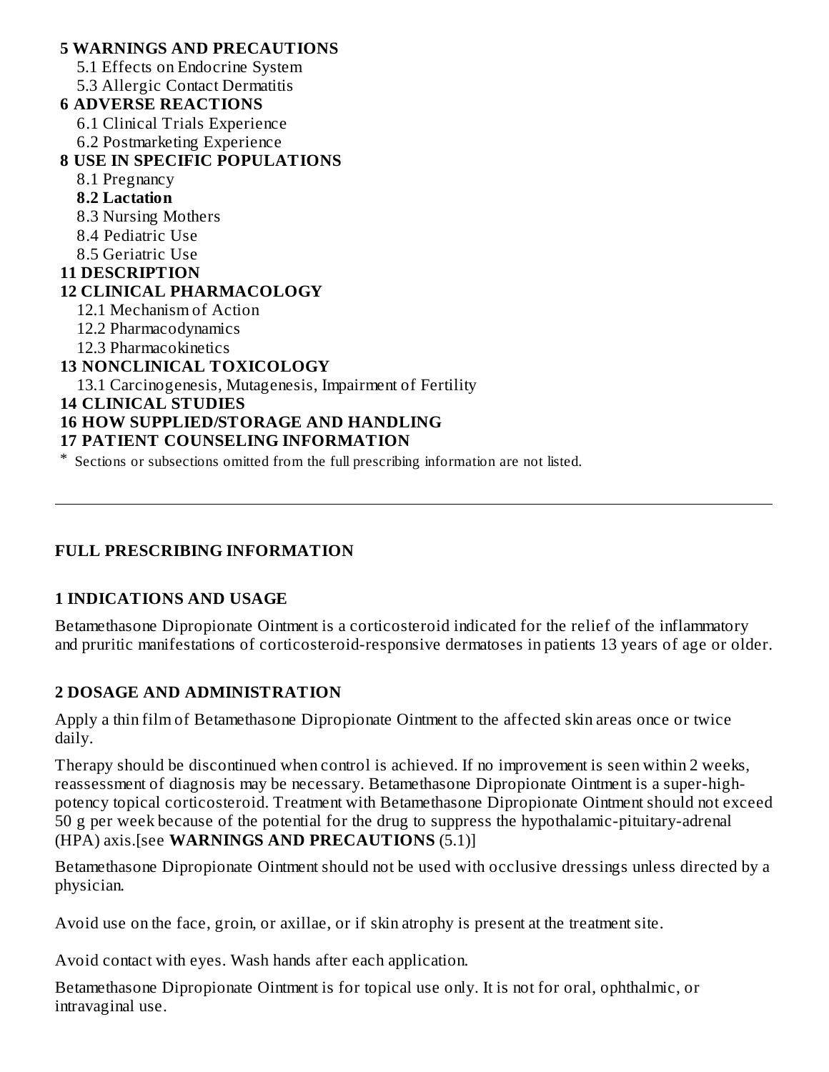**5 WARNINGS AND PRECAUTIONS**

5.1 Effects on Endocrine System

5.3 Allergic Contact Dermatitis

**6 ADVERSE REACTIONS**

6.1 Clinical Trials Experience

6.2 Postmarketing Experience

**8 USE IN SPECIFIC POPULATIONS**

8.1 Pregnancy

**8.2 Lactation**

8.3 Nursing Mothers

8.4 Pediatric Use

8.5 Geriatric Use

**11 DESCRIPTION**

**12 CLINICAL PHARMACOLOGY**

12.1 Mechanism of Action

12.2 Pharmacodynamics

12.3 Pharmacokinetics

**13 NONCLINICAL TOXICOLOGY**

13.1 Carcinogenesis, Mutagenesis, Impairment of Fertility

**14 CLINICAL STUDIES**

**16 HOW SUPPLIED/STORAGE AND HANDLING**

**17 PATIENT COUNSELING INFORMATION**

* Sections or subsections omitted from the full prescribing information are not listed.

---

## FULL PRESCRIBING INFORMATION

## 1 INDICATIONS AND USAGE

Betamethasone Dipropionate Ointment is a corticosteroid indicated for the relief of the inflammatory and pruritic manifestations of corticosteroid-responsive dermatoses in patients 13 years of age or older.

## 2 DOSAGE AND ADMINISTRATION

Apply a thin film of Betamethasone Dipropionate Ointment to the affected skin areas once or twice daily.

Therapy should be discontinued when control is achieved. If no improvement is seen within 2 weeks, reassessment of diagnosis may be necessary. Betamethasone Dipropionate Ointment is a super-high-potency topical corticosteroid. Treatment with Betamethasone Dipropionate Ointment should not exceed 50 g per week because of the potential for the drug to suppress the hypothalamic-pituitary-adrenal (HPA) axis.[see **WARNINGS AND PRECAUTIONS** (5.1)]

Betamethasone Dipropionate Ointment should not be used with occlusive dressings unless directed by a physician.

Avoid use on the face, groin, or axillae, or if skin atrophy is present at the treatment site.

Avoid contact with eyes. Wash hands after each application.

Betamethasone Dipropionate Ointment is for topical use only. It is not for oral, ophthalmic, or intravaginal use.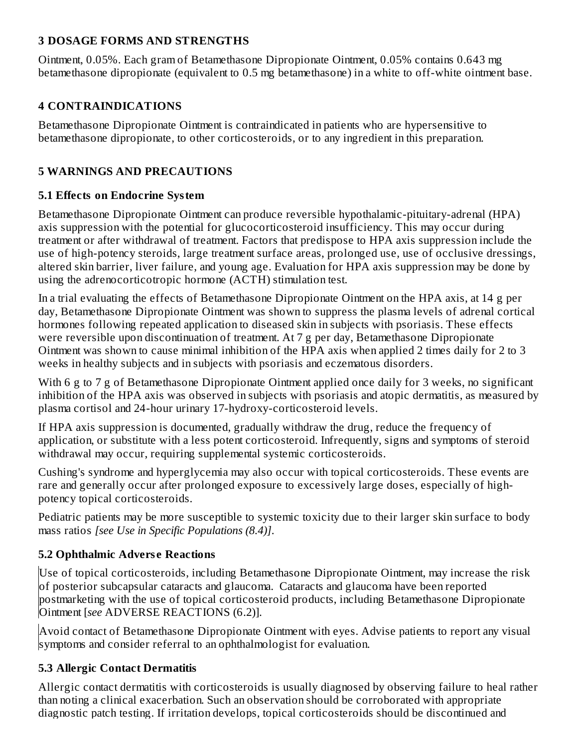## 3 DOSAGE FORMS AND STRENGTHS

Ointment, 0.05%. Each gram of Betamethasone Dipropionate Ointment, 0.05% contains 0.643 mg betamethasone dipropionate (equivalent to 0.5 mg betamethasone) in a white to off-white ointment base.

## 4 CONTRAINDICATIONS

Betamethasone Dipropionate Ointment is contraindicated in patients who are hypersensitive to betamethasone dipropionate, to other corticosteroids, or to any ingredient in this preparation.

## 5 WARNINGS AND PRECAUTIONS

### 5.1 Effects on Endocrine System

Betamethasone Dipropionate Ointment can produce reversible hypothalamic-pituitary-adrenal (HPA) axis suppression with the potential for glucocorticosteroid insufficiency. This may occur during treatment or after withdrawal of treatment. Factors that predispose to HPA axis suppression include the use of high-potency steroids, large treatment surface areas, prolonged use, use of occlusive dressings, altered skin barrier, liver failure, and young age. Evaluation for HPA axis suppression may be done by using the adrenocorticotropic hormone (ACTH) stimulation test.

In a trial evaluating the effects of Betamethasone Dipropionate Ointment on the HPA axis, at 14 g per day, Betamethasone Dipropionate Ointment was shown to suppress the plasma levels of adrenal cortical hormones following repeated application to diseased skin in subjects with psoriasis. These effects were reversible upon discontinuation of treatment. At 7 g per day, Betamethasone Dipropionate Ointment was shown to cause minimal inhibition of the HPA axis when applied 2 times daily for 2 to 3 weeks in healthy subjects and in subjects with psoriasis and eczematous disorders.

With 6 g to 7 g of Betamethasone Dipropionate Ointment applied once daily for 3 weeks, no significant inhibition of the HPA axis was observed in subjects with psoriasis and atopic dermatitis, as measured by plasma cortisol and 24-hour urinary 17-hydroxy-corticosteroid levels.

If HPA axis suppression is documented, gradually withdraw the drug, reduce the frequency of application, or substitute with a less potent corticosteroid. Infrequently, signs and symptoms of steroid withdrawal may occur, requiring supplemental systemic corticosteroids.

Cushing's syndrome and hyperglycemia may also occur with topical corticosteroids. These events are rare and generally occur after prolonged exposure to excessively large doses, especially of high-potency topical corticosteroids.

Pediatric patients may be more susceptible to systemic toxicity due to their larger skin surface to body mass ratios *[see Use in Specific Populations (8.4)]*.

### 5.2 Ophthalmic Adverse Reactions

Use of topical corticosteroids, including Betamethasone Dipropionate Ointment, may increase the risk of posterior subcapsular cataracts and glaucoma. Cataracts and glaucoma have been reported postmarketing with the use of topical corticosteroid products, including Betamethasone Dipropionate Ointment [*see* ADVERSE REACTIONS (6.2)].

Avoid contact of Betamethasone Dipropionate Ointment with eyes. Advise patients to report any visual symptoms and consider referral to an ophthalmologist for evaluation.

### 5.3 Allergic Contact Dermatitis

Allergic contact dermatitis with corticosteroids is usually diagnosed by observing failure to heal rather than noting a clinical exacerbation. Such an observation should be corroborated with appropriate diagnostic patch testing. If irritation develops, topical corticosteroids should be discontinued and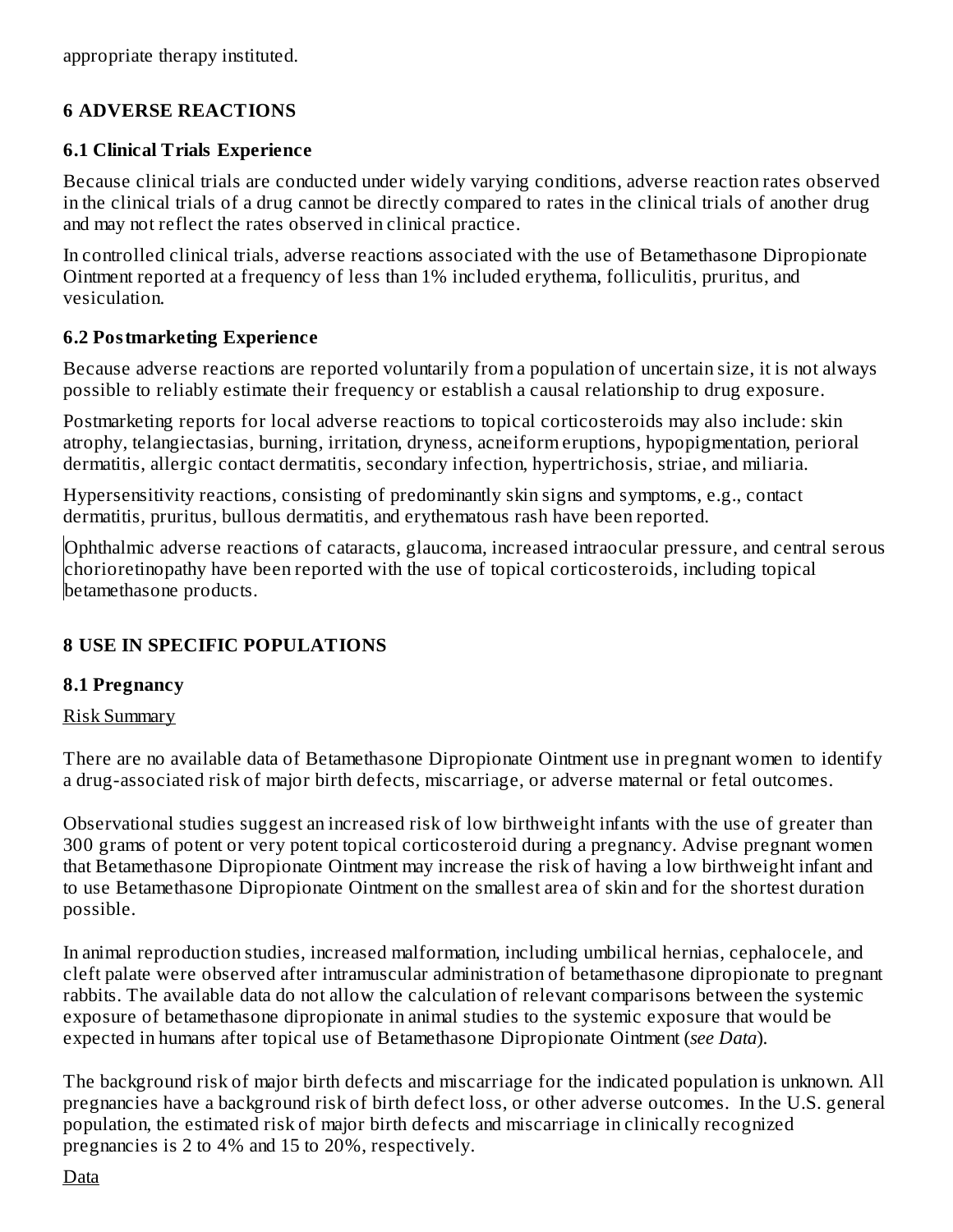appropriate therapy instituted.

## 6 ADVERSE REACTIONS

### 6.1 Clinical Trials Experience

Because clinical trials are conducted under widely varying conditions, adverse reaction rates observed in the clinical trials of a drug cannot be directly compared to rates in the clinical trials of another drug and may not reflect the rates observed in clinical practice.

In controlled clinical trials, adverse reactions associated with the use of Betamethasone Dipropionate Ointment reported at a frequency of less than 1% included erythema, folliculitis, pruritus, and vesiculation.

### 6.2 Postmarketing Experience

Because adverse reactions are reported voluntarily from a population of uncertain size, it is not always possible to reliably estimate their frequency or establish a causal relationship to drug exposure.

Postmarketing reports for local adverse reactions to topical corticosteroids may also include: skin atrophy, telangiectasias, burning, irritation, dryness, acneiform eruptions, hypopigmentation, perioral dermatitis, allergic contact dermatitis, secondary infection, hypertrichosis, striae, and miliaria.

Hypersensitivity reactions, consisting of predominantly skin signs and symptoms, e.g., contact dermatitis, pruritus, bullous dermatitis, and erythematous rash have been reported.

Ophthalmic adverse reactions of cataracts, glaucoma, increased intraocular pressure, and central serous chorioretinopathy have been reported with the use of topical corticosteroids, including topical betamethasone products.

## 8 USE IN SPECIFIC POPULATIONS

### 8.1 Pregnancy

Risk Summary

There are no available data of Betamethasone Dipropionate Ointment use in pregnant women to identify a drug-associated risk of major birth defects, miscarriage, or adverse maternal or fetal outcomes.

Observational studies suggest an increased risk of low birthweight infants with the use of greater than 300 grams of potent or very potent topical corticosteroid during a pregnancy. Advise pregnant women that Betamethasone Dipropionate Ointment may increase the risk of having a low birthweight infant and to use Betamethasone Dipropionate Ointment on the smallest area of skin and for the shortest duration possible.

In animal reproduction studies, increased malformation, including umbilical hernias, cephalocele, and cleft palate were observed after intramuscular administration of betamethasone dipropionate to pregnant rabbits. The available data do not allow the calculation of relevant comparisons between the systemic exposure of betamethasone dipropionate in animal studies to the systemic exposure that would be expected in humans after topical use of Betamethasone Dipropionate Ointment (*see Data*).

The background risk of major birth defects and miscarriage for the indicated population is unknown. All pregnancies have a background risk of birth defect loss, or other adverse outcomes. In the U.S. general population, the estimated risk of major birth defects and miscarriage in clinically recognized pregnancies is 2 to 4% and 15 to 20%, respectively.

Data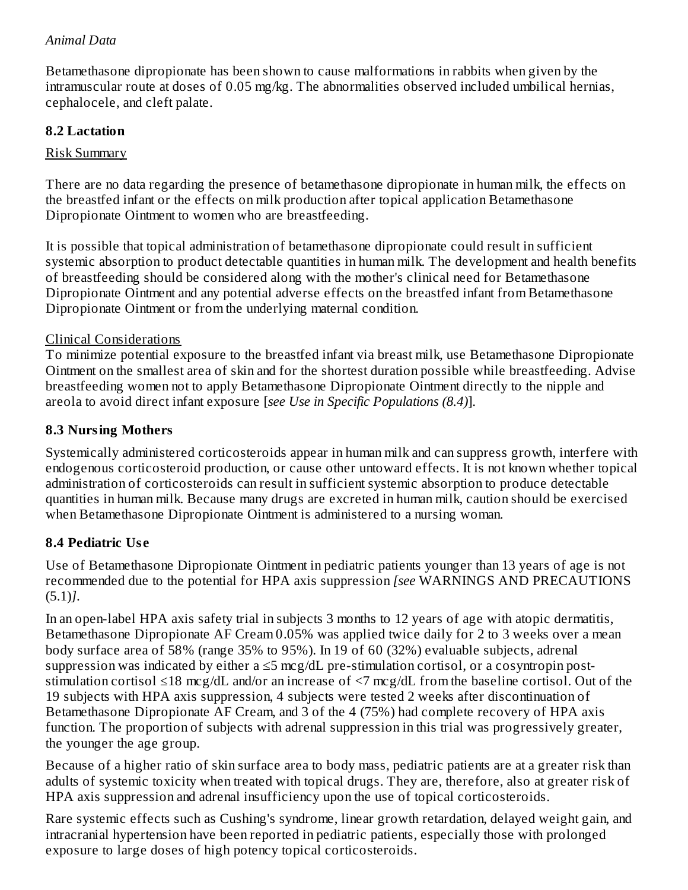*Animal Data*

Betamethasone dipropionate has been shown to cause malformations in rabbits when given by the intramuscular route at doses of 0.05 mg/kg. The abnormalities observed included umbilical hernias, cephalocele, and cleft palate.

## 8.2 Lactation

Risk Summary

There are no data regarding the presence of betamethasone dipropionate in human milk, the effects on the breastfed infant or the effects on milk production after topical application Betamethasone Dipropionate Ointment to women who are breastfeeding.

It is possible that topical administration of betamethasone dipropionate could result in sufficient systemic absorption to product detectable quantities in human milk. The development and health benefits of breastfeeding should be considered along with the mother's clinical need for Betamethasone Dipropionate Ointment and any potential adverse effects on the breastfed infant from Betamethasone Dipropionate Ointment or from the underlying maternal condition.

Clinical Considerations

To minimize potential exposure to the breastfed infant via breast milk, use Betamethasone Dipropionate Ointment on the smallest area of skin and for the shortest duration possible while breastfeeding. Advise breastfeeding women not to apply Betamethasone Dipropionate Ointment directly to the nipple and areola to avoid direct infant exposure [*see Use in Specific Populations (8.4)*].

## 8.3 Nursing Mothers

Systemically administered corticosteroids appear in human milk and can suppress growth, interfere with endogenous corticosteroid production, or cause other untoward effects. It is not known whether topical administration of corticosteroids can result in sufficient systemic absorption to produce detectable quantities in human milk. Because many drugs are excreted in human milk, caution should be exercised when Betamethasone Dipropionate Ointment is administered to a nursing woman.

## 8.4 Pediatric Use

Use of Betamethasone Dipropionate Ointment in pediatric patients younger than 13 years of age is not recommended due to the potential for HPA axis suppression *[see* WARNINGS AND PRECAUTIONS (5.1)*]*.

In an open-label HPA axis safety trial in subjects 3 months to 12 years of age with atopic dermatitis, Betamethasone Dipropionate AF Cream 0.05% was applied twice daily for 2 to 3 weeks over a mean body surface area of 58% (range 35% to 95%). In 19 of 60 (32%) evaluable subjects, adrenal suppression was indicated by either a ≤5 mcg/dL pre-stimulation cortisol, or a cosyntropin post-stimulation cortisol ≤18 mcg/dL and/or an increase of <7 mcg/dL from the baseline cortisol. Out of the 19 subjects with HPA axis suppression, 4 subjects were tested 2 weeks after discontinuation of Betamethasone Dipropionate AF Cream, and 3 of the 4 (75%) had complete recovery of HPA axis function. The proportion of subjects with adrenal suppression in this trial was progressively greater, the younger the age group.

Because of a higher ratio of skin surface area to body mass, pediatric patients are at a greater risk than adults of systemic toxicity when treated with topical drugs. They are, therefore, also at greater risk of HPA axis suppression and adrenal insufficiency upon the use of topical corticosteroids.

Rare systemic effects such as Cushing's syndrome, linear growth retardation, delayed weight gain, and intracranial hypertension have been reported in pediatric patients, especially those with prolonged exposure to large doses of high potency topical corticosteroids.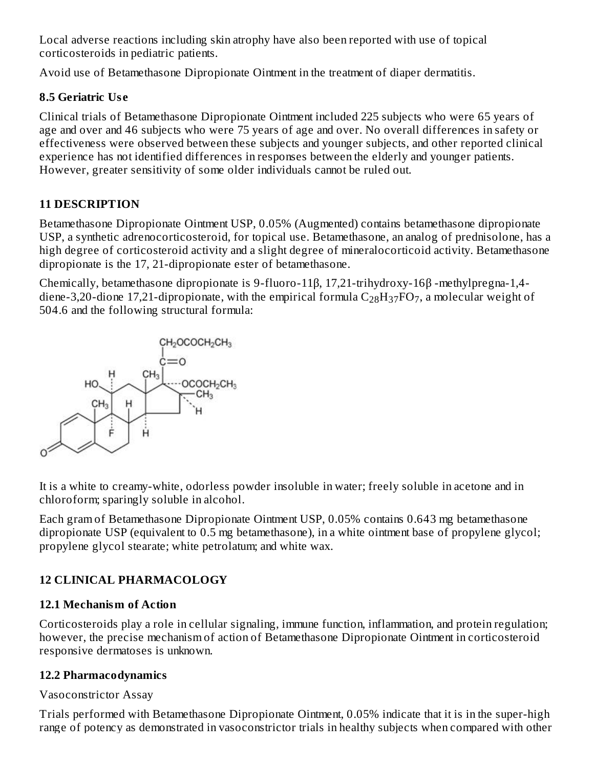Local adverse reactions including skin atrophy have also been reported with use of topical corticosteroids in pediatric patients.

Avoid use of Betamethasone Dipropionate Ointment in the treatment of diaper dermatitis.

### 8.5 Geriatric Use

Clinical trials of Betamethasone Dipropionate Ointment included 225 subjects who were 65 years of age and over and 46 subjects who were 75 years of age and over. No overall differences in safety or effectiveness were observed between these subjects and younger subjects, and other reported clinical experience has not identified differences in responses between the elderly and younger patients. However, greater sensitivity of some older individuals cannot be ruled out.

## 11 DESCRIPTION

Betamethasone Dipropionate Ointment USP, 0.05% (Augmented) contains betamethasone dipropionate USP, a synthetic adrenocorticosteroid, for topical use. Betamethasone, an analog of prednisolone, has a high degree of corticosteroid activity and a slight degree of mineralocorticoid activity. Betamethasone dipropionate is the 17, 21-dipropionate ester of betamethasone.

Chemically, betamethasone dipropionate is 9-fluoro-11β, 17,21-trihydroxy-16β -methylpregna-1,4-diene-3,20-dione 17,21-dipropionate, with the empirical formula $C_{28}H_{37}FO_7$, a molecular weight of 504.6 and the following structural formula:

It is a white to creamy-white, odorless powder insoluble in water; freely soluble in acetone and in chloroform; sparingly soluble in alcohol.

Each gram of Betamethasone Dipropionate Ointment USP, 0.05% contains 0.643 mg betamethasone dipropionate USP (equivalent to 0.5 mg betamethasone), in a white ointment base of propylene glycol; propylene glycol stearate; white petrolatum; and white wax.

## 12 CLINICAL PHARMACOLOGY

### 12.1 Mechanism of Action

Corticosteroids play a role in cellular signaling, immune function, inflammation, and protein regulation; however, the precise mechanism of action of Betamethasone Dipropionate Ointment in corticosteroid responsive dermatoses is unknown.

### 12.2 Pharmacodynamics

Vasoconstrictor Assay

Trials performed with Betamethasone Dipropionate Ointment, 0.05% indicate that it is in the super-high range of potency as demonstrated in vasoconstrictor trials in healthy subjects when compared with other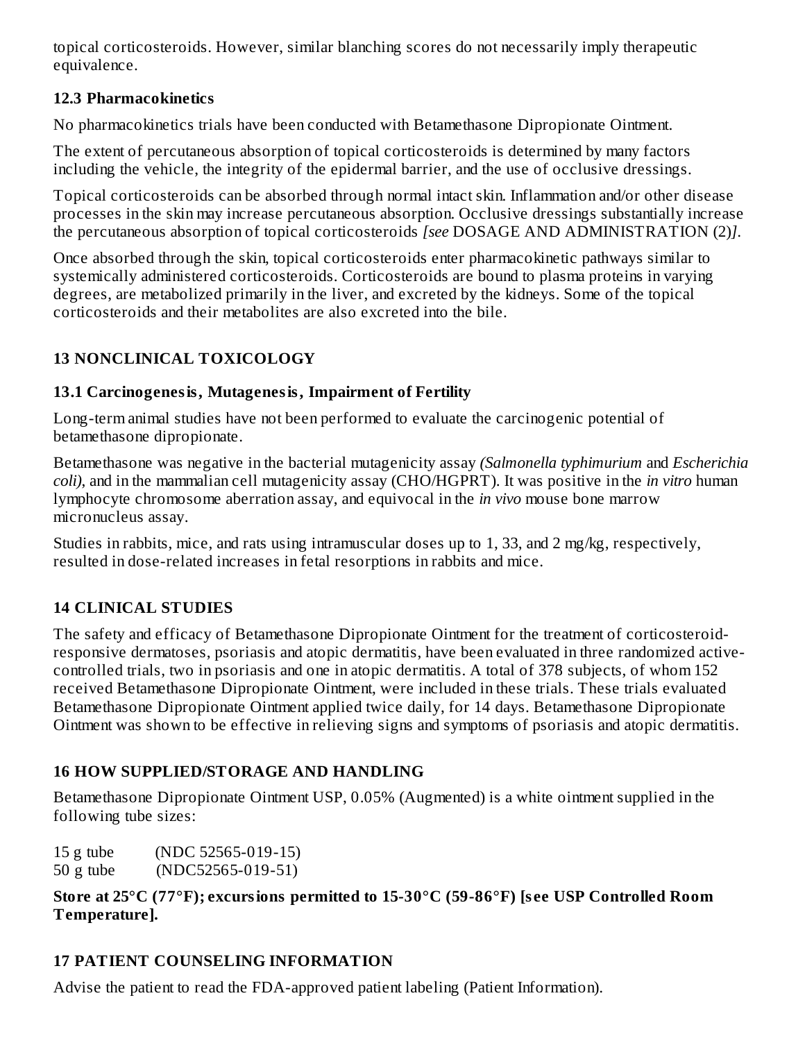topical corticosteroids. However, similar blanching scores do not necessarily imply therapeutic equivalence.

### 12.3 Pharmacokinetics

No pharmacokinetics trials have been conducted with Betamethasone Dipropionate Ointment.

The extent of percutaneous absorption of topical corticosteroids is determined by many factors including the vehicle, the integrity of the epidermal barrier, and the use of occlusive dressings.

Topical corticosteroids can be absorbed through normal intact skin. Inflammation and/or other disease processes in the skin may increase percutaneous absorption. Occlusive dressings substantially increase the percutaneous absorption of topical corticosteroids *[see* DOSAGE AND ADMINISTRATION (2)*]*.

Once absorbed through the skin, topical corticosteroids enter pharmacokinetic pathways similar to systemically administered corticosteroids. Corticosteroids are bound to plasma proteins in varying degrees, are metabolized primarily in the liver, and excreted by the kidneys. Some of the topical corticosteroids and their metabolites are also excreted into the bile.

## 13 NONCLINICAL TOXICOLOGY

### 13.1 Carcinogenesis, Mutagenesis, Impairment of Fertility

Long-term animal studies have not been performed to evaluate the carcinogenic potential of betamethasone dipropionate.

Betamethasone was negative in the bacterial mutagenicity assay *(Salmonella typhimurium* and *Escherichia coli)*, and in the mammalian cell mutagenicity assay (CHO/HGPRT). It was positive in the *in vitro* human lymphocyte chromosome aberration assay, and equivocal in the *in vivo* mouse bone marrow micronucleus assay.

Studies in rabbits, mice, and rats using intramuscular doses up to 1, 33, and 2 mg/kg, respectively, resulted in dose-related increases in fetal resorptions in rabbits and mice.

## 14 CLINICAL STUDIES

The safety and efficacy of Betamethasone Dipropionate Ointment for the treatment of corticosteroid-responsive dermatoses, psoriasis and atopic dermatitis, have been evaluated in three randomized active-controlled trials, two in psoriasis and one in atopic dermatitis. A total of 378 subjects, of whom 152 received Betamethasone Dipropionate Ointment, were included in these trials. These trials evaluated Betamethasone Dipropionate Ointment applied twice daily, for 14 days. Betamethasone Dipropionate Ointment was shown to be effective in relieving signs and symptoms of psoriasis and atopic dermatitis.

## 16 HOW SUPPLIED/STORAGE AND HANDLING

Betamethasone Dipropionate Ointment USP, 0.05% (Augmented) is a white ointment supplied in the following tube sizes:

15 g tube (NDC 52565-019-15)
50 g tube (NDC52565-019-51)

**Store at 25°C (77°F); excursions permitted to 15-30°C (59-86°F) [see USP Controlled Room Temperature].**

## 17 PATIENT COUNSELING INFORMATION

Advise the patient to read the FDA-approved patient labeling (Patient Information).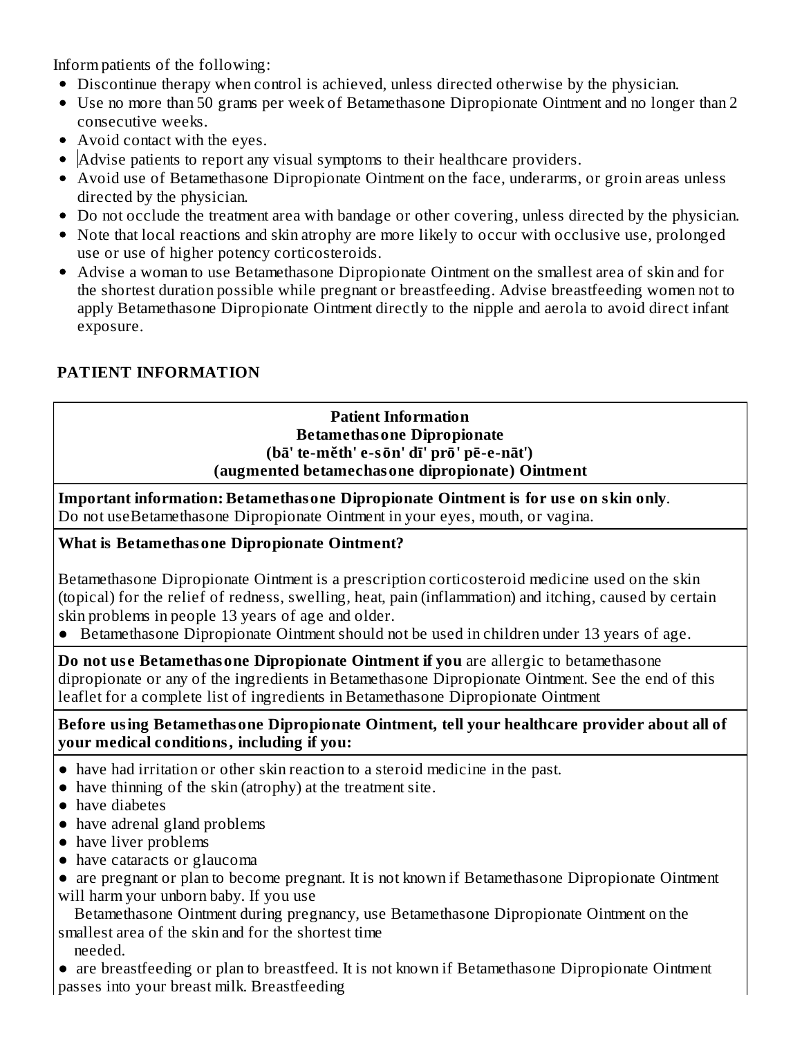Inform patients of the following:

- Discontinue therapy when control is achieved, unless directed otherwise by the physician.
- Use no more than 50 grams per week of Betamethasone Dipropionate Ointment and no longer than 2 consecutive weeks.
- Avoid contact with the eyes.
- Advise patients to report any visual symptoms to their healthcare providers.
- Avoid use of Betamethasone Dipropionate Ointment on the face, underarms, or groin areas unless directed by the physician.
- Do not occlude the treatment area with bandage or other covering, unless directed by the physician.
- Note that local reactions and skin atrophy are more likely to occur with occlusive use, prolonged use or use of higher potency corticosteroids.
- Advise a woman to use Betamethasone Dipropionate Ointment on the smallest area of skin and for the shortest duration possible while pregnant or breastfeeding. Advise breastfeeding women not to apply Betamethasone Dipropionate Ointment directly to the nipple and aerola to avoid direct infant exposure.

## PATIENT INFORMATION

**Patient Information**
**Betamethasone Dipropionate**
**(bā' te-mĕth' e-sōn' dī' prō' pē-e-nāt')**
**(augmented betamechasone dipropionate) Ointment**

**Important information: Betamethasone Dipropionate Ointment is for use on skin only**.
Do not useBetamethasone Dipropionate Ointment in your eyes, mouth, or vagina.

**What is Betamethasone Dipropionate Ointment?**

Betamethasone Dipropionate Ointment is a prescription corticosteroid medicine used on the skin (topical) for the relief of redness, swelling, heat, pain (inflammation) and itching, caused by certain skin problems in people 13 years of age and older.

- Betamethasone Dipropionate Ointment should not be used in children under 13 years of age.

**Do not use Betamethasone Dipropionate Ointment if you** are allergic to betamethasone dipropionate or any of the ingredients in Betamethasone Dipropionate Ointment. See the end of this leaflet for a complete list of ingredients in Betamethasone Dipropionate Ointment

**Before using Betamethasone Dipropionate Ointment, tell your healthcare provider about all of your medical conditions, including if you:**

- have had irritation or other skin reaction to a steroid medicine in the past.
- have thinning of the skin (atrophy) at the treatment site.
- have diabetes
- have adrenal gland problems
- have liver problems
- have cataracts or glaucoma
- are pregnant or plan to become pregnant. It is not known if Betamethasone Dipropionate Ointment will harm your unborn baby. If you use Betamethasone Ointment during pregnancy, use Betamethasone Dipropionate Ointment on the smallest area of the skin and for the shortest time needed.
- are breastfeeding or plan to breastfeed. It is not known if Betamethasone Dipropionate Ointment passes into your breast milk. Breastfeeding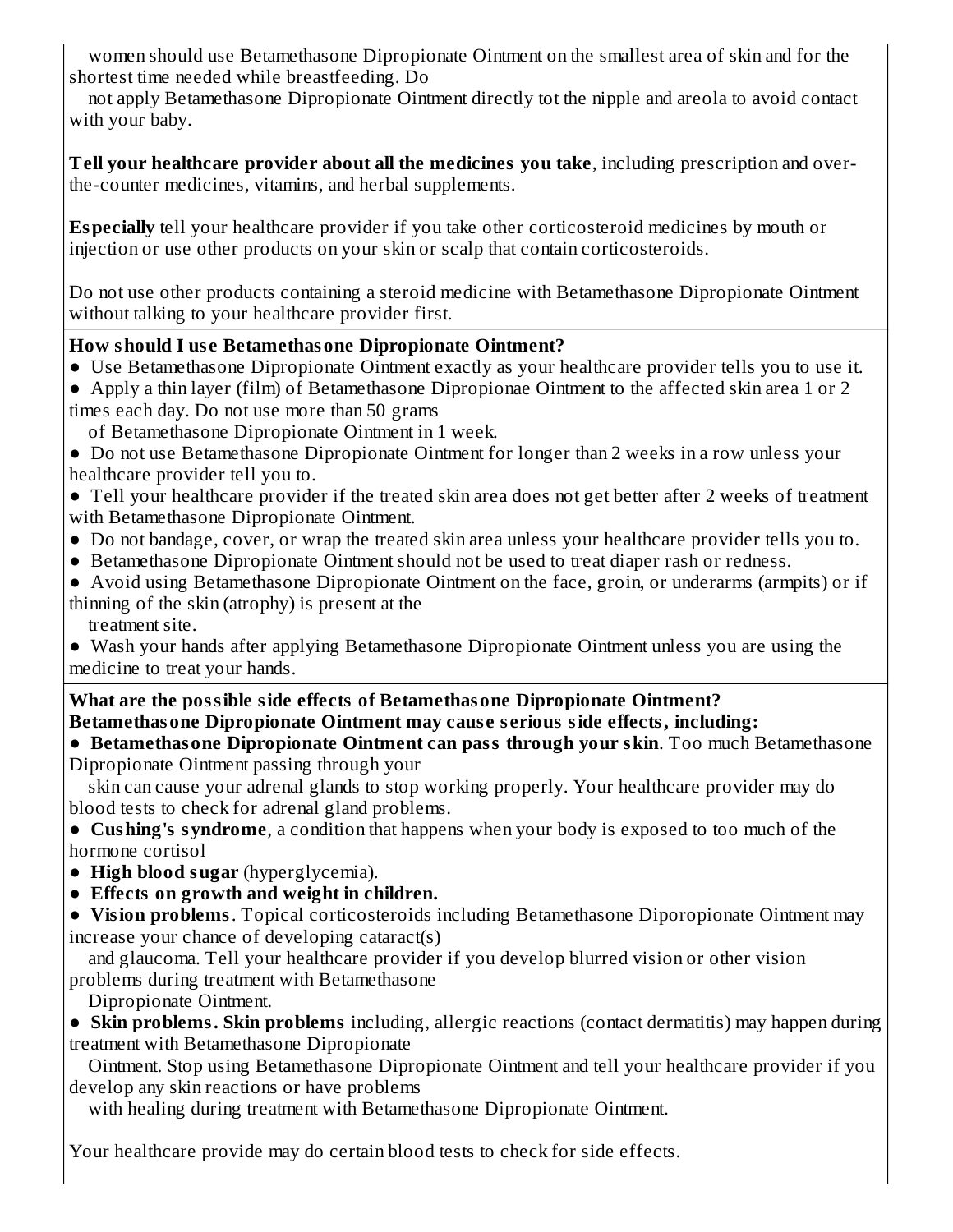women should use Betamethasone Dipropionate Ointment on the smallest area of skin and for the shortest time needed while breastfeeding. Do not apply Betamethasone Dipropionate Ointment directly tot the nipple and areola to avoid contact with your baby.

**Tell your healthcare provider about all the medicines you take**, including prescription and over-the-counter medicines, vitamins, and herbal supplements.

**Especially** tell your healthcare provider if you take other corticosteroid medicines by mouth or injection or use other products on your skin or scalp that contain corticosteroids.

Do not use other products containing a steroid medicine with Betamethasone Dipropionate Ointment without talking to your healthcare provider first.

**How should I use Betamethasone Dipropionate Ointment?**

- Use Betamethasone Dipropionate Ointment exactly as your healthcare provider tells you to use it.
- Apply a thin layer (film) of Betamethasone Dipropionae Ointment to the affected skin area 1 or 2 times each day. Do not use more than 50 grams of Betamethasone Dipropionate Ointment in 1 week.
- Do not use Betamethasone Dipropionate Ointment for longer than 2 weeks in a row unless your healthcare provider tell you to.
- Tell your healthcare provider if the treated skin area does not get better after 2 weeks of treatment with Betamethasone Dipropionate Ointment.
- Do not bandage, cover, or wrap the treated skin area unless your healthcare provider tells you to.
- Betamethasone Dipropionate Ointment should not be used to treat diaper rash or redness.
- Avoid using Betamethasone Dipropionate Ointment on the face, groin, or underarms (armpits) or if thinning of the skin (atrophy) is present at the treatment site.
- Wash your hands after applying Betamethasone Dipropionate Ointment unless you are using the medicine to treat your hands.

**What are the possible side effects of Betamethasone Dipropionate Ointment?**
**Betamethasone Dipropionate Ointment may cause serious side effects, including:**

- **Betamethasone Dipropionate Ointment can pass through your skin**. Too much Betamethasone Dipropionate Ointment passing through your skin can cause your adrenal glands to stop working properly. Your healthcare provider may do blood tests to check for adrenal gland problems.
- **Cushing's syndrome**, a condition that happens when your body is exposed to too much of the hormone cortisol
- **High blood sugar** (hyperglycemia).
- **Effects on growth and weight in children.**
- **Vision problems**. Topical corticosteroids including Betamethasone Diporopionate Ointment may increase your chance of developing cataract(s) and glaucoma. Tell your healthcare provider if you develop blurred vision or other vision problems during treatment with Betamethasone Dipropionate Ointment.
- **Skin problems. Skin problems** including, allergic reactions (contact dermatitis) may happen during treatment with Betamethasone Dipropionate Ointment. Stop using Betamethasone Dipropionate Ointment and tell your healthcare provider if you develop any skin reactions or have problems with healing during treatment with Betamethasone Dipropionate Ointment.

Your healthcare provide may do certain blood tests to check for side effects.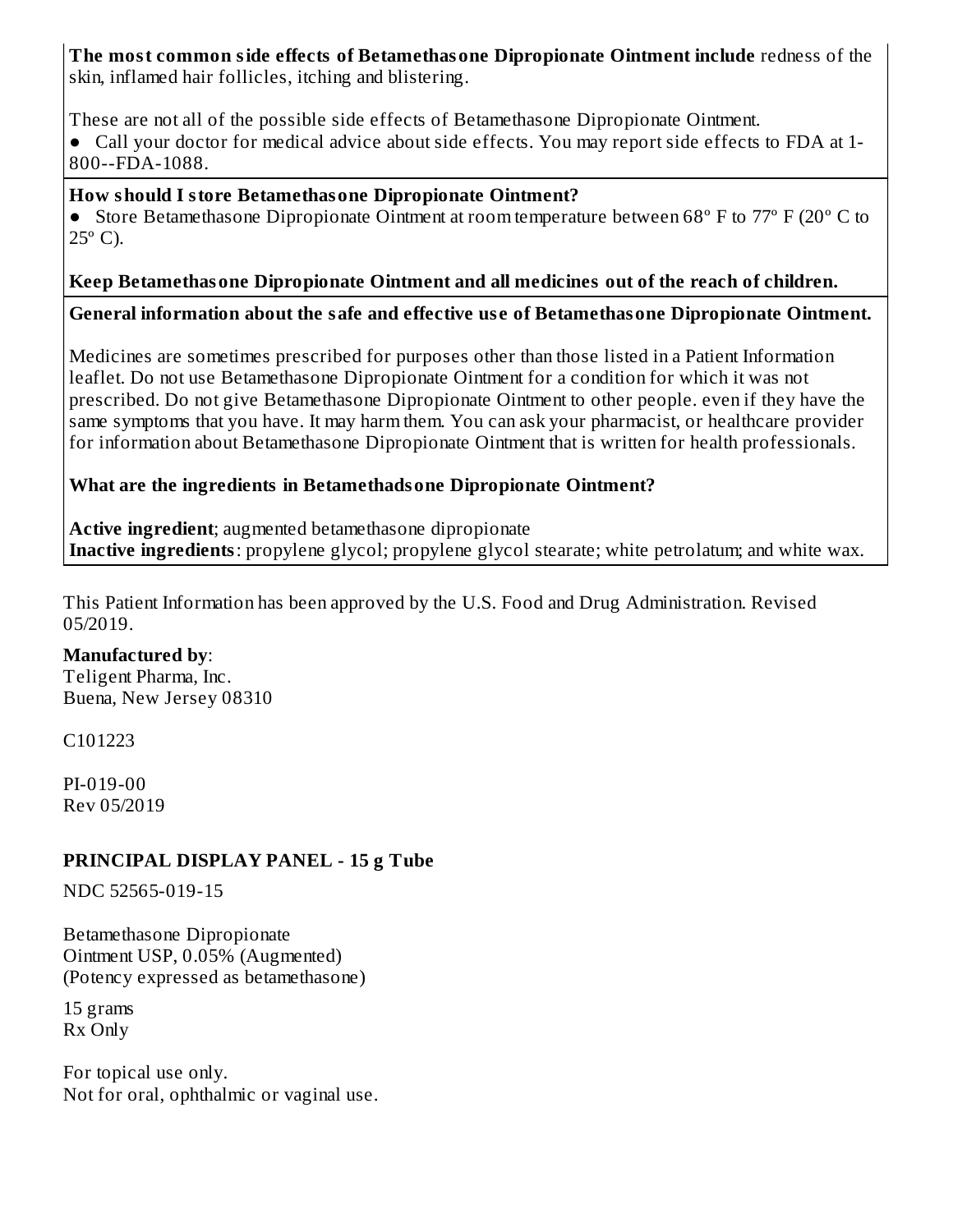**The most common side effects of Betamethasone Dipropionate Ointment include** redness of the skin, inflamed hair follicles, itching and blistering.

These are not all of the possible side effects of Betamethasone Dipropionate Ointment.

● Call your doctor for medical advice about side effects. You may report side effects to FDA at 1-800--FDA-1088.

**How should I store Betamethasone Dipropionate Ointment?**

● Store Betamethasone Dipropionate Ointment at room temperature between 68º F to 77º F (20º C to 25º C).

**Keep Betamethasone Dipropionate Ointment and all medicines out of the reach of children.**

**General information about the safe and effective use of Betamethasone Dipropionate Ointment.**

Medicines are sometimes prescribed for purposes other than those listed in a Patient Information leaflet. Do not use Betamethasone Dipropionate Ointment for a condition for which it was not prescribed. Do not give Betamethasone Dipropionate Ointment to other people. even if they have the same symptoms that you have. It may harm them. You can ask your pharmacist, or healthcare provider for information about Betamethasone Dipropionate Ointment that is written for health professionals.

**What are the ingredients in Betamethadsone Dipropionate Ointment?**

**Active ingredient**; augmented betamethasone dipropionate
**Inactive ingredients**: propylene glycol; propylene glycol stearate; white petrolatum; and white wax.

This Patient Information has been approved by the U.S. Food and Drug Administration. Revised 05/2019.

**Manufactured by**:
Teligent Pharma, Inc.
Buena, New Jersey 08310

C101223

PI-019-00
Rev 05/2019

## PRINCIPAL DISPLAY PANEL - 15 g Tube

NDC 52565-019-15

Betamethasone Dipropionate
Ointment USP, 0.05% (Augmented)
(Potency expressed as betamethasone)

15 grams
Rx Only

For topical use only.
Not for oral, ophthalmic or vaginal use.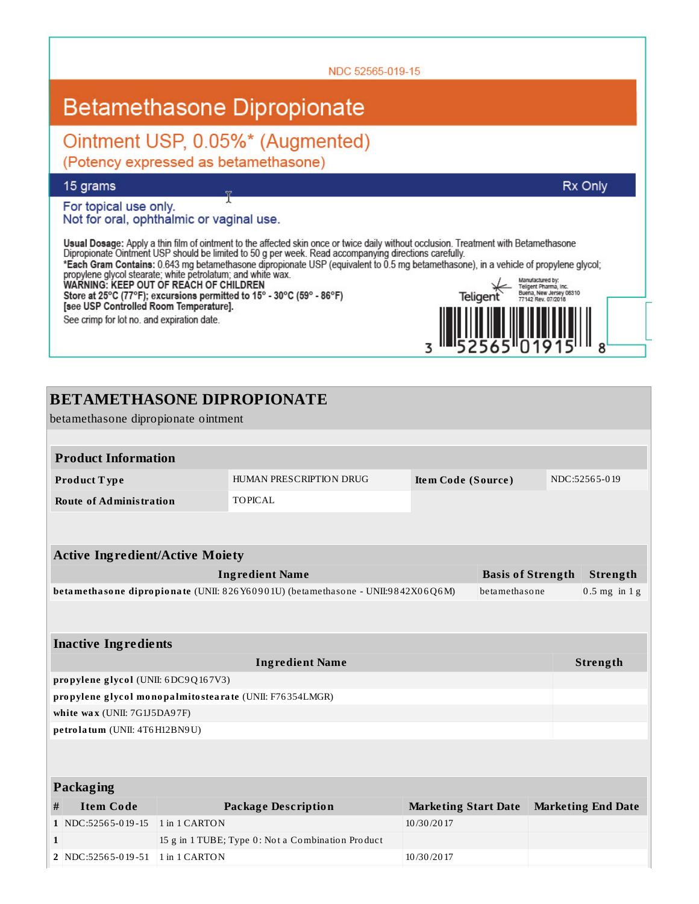NDC 52565-019-15

# Betamethasone Dipropionate

## Ointment USP, 0.05%* (Augmented)

(Potency expressed as betamethasone)

15 grams | Rx Only

For topical use only.
Not for oral, ophthalmic or vaginal use.

**Usual Dosage:** Apply a thin film of ointment to the affected skin once or twice daily without occlusion. Treatment with Betamethasone Dipropionate Ointment USP should be limited to 50 g per week. Read accompanying directions carefully.
***Each Gram Contains:** 0.643 mg betamethasone dipropionate USP (equivalent to 0.5 mg betamethasone), in a vehicle of propylene glycol; propylene glycol stearate; white petrolatum; and white wax.
**WARNING: KEEP OUT OF REACH OF CHILDREN**
**Store at 25°C (77°F); excursions permitted to 15° - 30°C (59° - 86°F)**
**[see USP Controlled Room Temperature].**
See crimp for lot no. and expiration date.

Teligent

Manufactured by:
Teligent Pharma, Inc.
Buena, New Jersey 08310
77142 Rev. 07/2018

3 52565 01915 8

## BETAMETHASONE DIPROPIONATE

betamethasone dipropionate ointment

| Product Information | | | |
|---|---|---|---|
| **Product Type** | HUMAN PRESCRIPTION DRUG | **Item Code (Source)** | NDC:52565-019 |
| **Route of Administration** | TOPICAL | | |

| Active Ingredient/Active Moiety | | |
|---|---|---|
| **Ingredient Name** | **Basis of Strength** | **Strength** |
| **betamethasone dipropionate** (UNII: 826Y60901U) (betamethasone - UNII:9842X06Q6M) | betamethasone | 0.5 mg in 1 g |

| Inactive Ingredients | |
|---|---|
| **Ingredient Name** | **Strength** |
| **propylene glycol** (UNII: 6DC9Q167V3) | |
| **propylene glycol monopalmitostearate** (UNII: F76354LMGR) | |
| **white wax** (UNII: 7G1J5DA97F) | |
| **petrolatum** (UNII: 4T6H12BN9U) | |

| Packaging | | | | |
|---|---|---|---|---|
| **#** | **Item Code** | **Package Description** | **Marketing Start Date** | **Marketing End Date** |
| 1 | NDC:52565-019-15 | 1 in 1 CARTON | 10/30/2017 | |
| 1 | | 15 g in 1 TUBE; Type 0: Not a Combination Product | | |
| 2 | NDC:52565-019-51 | 1 in 1 CARTON | 10/30/2017 | |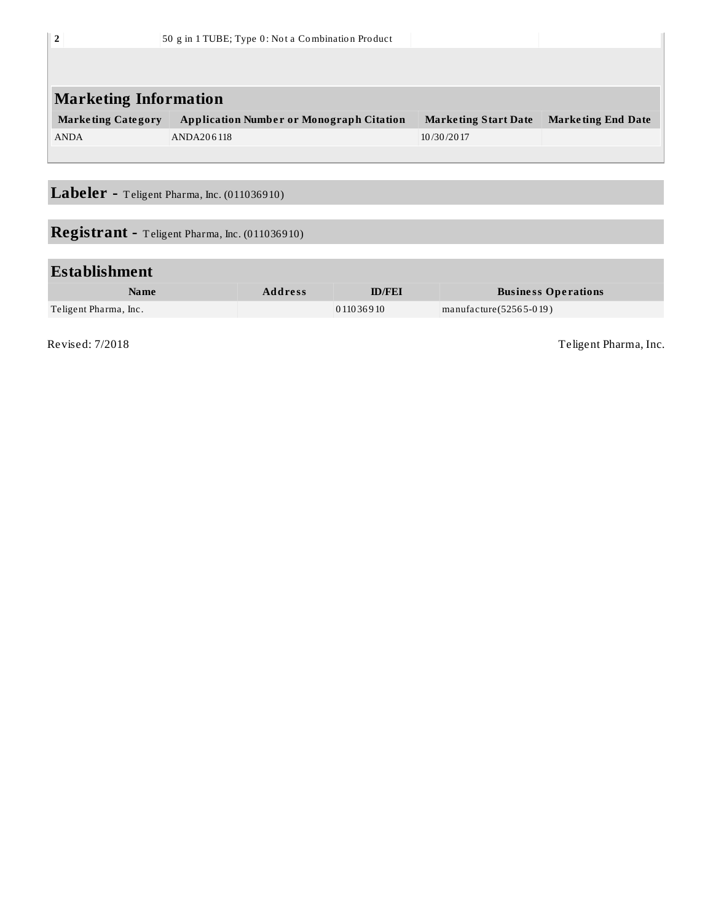| | | | |
|---|---|---|---|
| 2 | 50 g in 1 TUBE; Type 0: Not a Combination Product | | |

## Marketing Information

| Marketing Category | Application Number or Monograph Citation | Marketing Start Date | Marketing End Date |
|---|---|---|---|
| ANDA | ANDA206118 | 10/30/2017 | |

## Labeler - Teligent Pharma, Inc. (011036910)

## Registrant - Teligent Pharma, Inc. (011036910)

## Establishment

| Name | Address | ID/FEI | Business Operations |
|---|---|---|---|
| Teligent Pharma, Inc. | | 011036910 | manufacture(52565-019) |

Revised: 7/2018

Teligent Pharma, Inc.